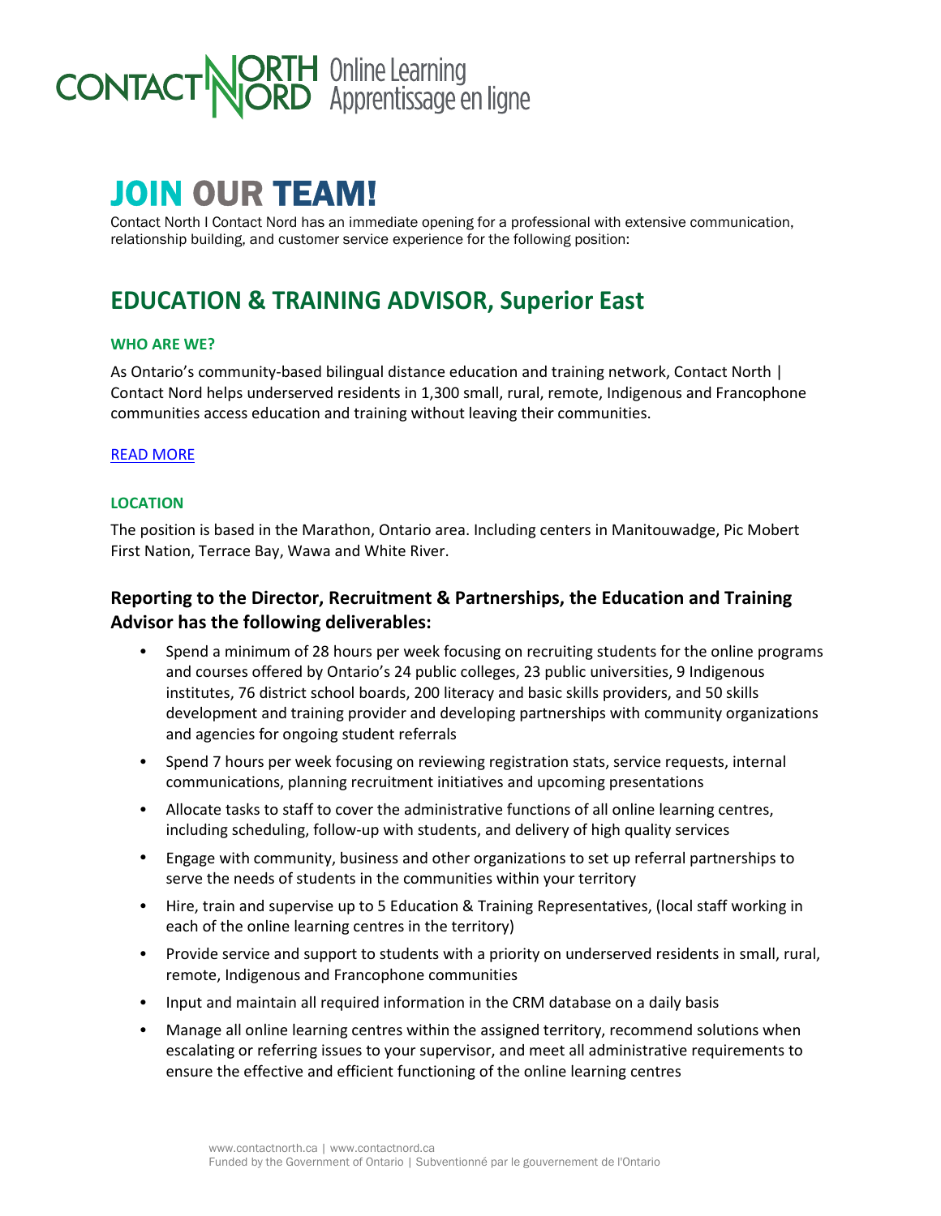CONTACT NORTH | NORD Online Learning | Apprentissage en ligne

# JOIN OUR TEAM!

Contact North I Contact Nord has an immediate opening for a professional with extensive communication, relationship building, and customer service experience for the following position:

## EDUCATION & TRAINING ADVISOR, Superior East

### WHO ARE WE?

As Ontario's community-based bilingual distance education and training network, Contact North | Contact Nord helps underserved residents in 1,300 small, rural, remote, Indigenous and Francophone communities access education and training without leaving their communities.

READ MORE

### LOCATION

The position is based in the Marathon, Ontario area. Including centers in Manitouwadge, Pic Mobert First Nation, Terrace Bay, Wawa and White River.

### Reporting to the Director, Recruitment & Partnerships, the Education and Training Advisor has the following deliverables:

- Spend a minimum of 28 hours per week focusing on recruiting students for the online programs and courses offered by Ontario's 24 public colleges, 23 public universities, 9 Indigenous institutes, 76 district school boards, 200 literacy and basic skills providers, and 50 skills development and training provider and developing partnerships with community organizations and agencies for ongoing student referrals
- Spend 7 hours per week focusing on reviewing registration stats, service requests, internal communications, planning recruitment initiatives and upcoming presentations
- Allocate tasks to staff to cover the administrative functions of all online learning centres, including scheduling, follow-up with students, and delivery of high quality services
- Engage with community, business and other organizations to set up referral partnerships to serve the needs of students in the communities within your territory
- Hire, train and supervise up to 5 Education & Training Representatives, (local staff working in each of the online learning centres in the territory)
- Provide service and support to students with a priority on underserved residents in small, rural, remote, Indigenous and Francophone communities
- Input and maintain all required information in the CRM database on a daily basis
- Manage all online learning centres within the assigned territory, recommend solutions when escalating or referring issues to your supervisor, and meet all administrative requirements to ensure the effective and efficient functioning of the online learning centres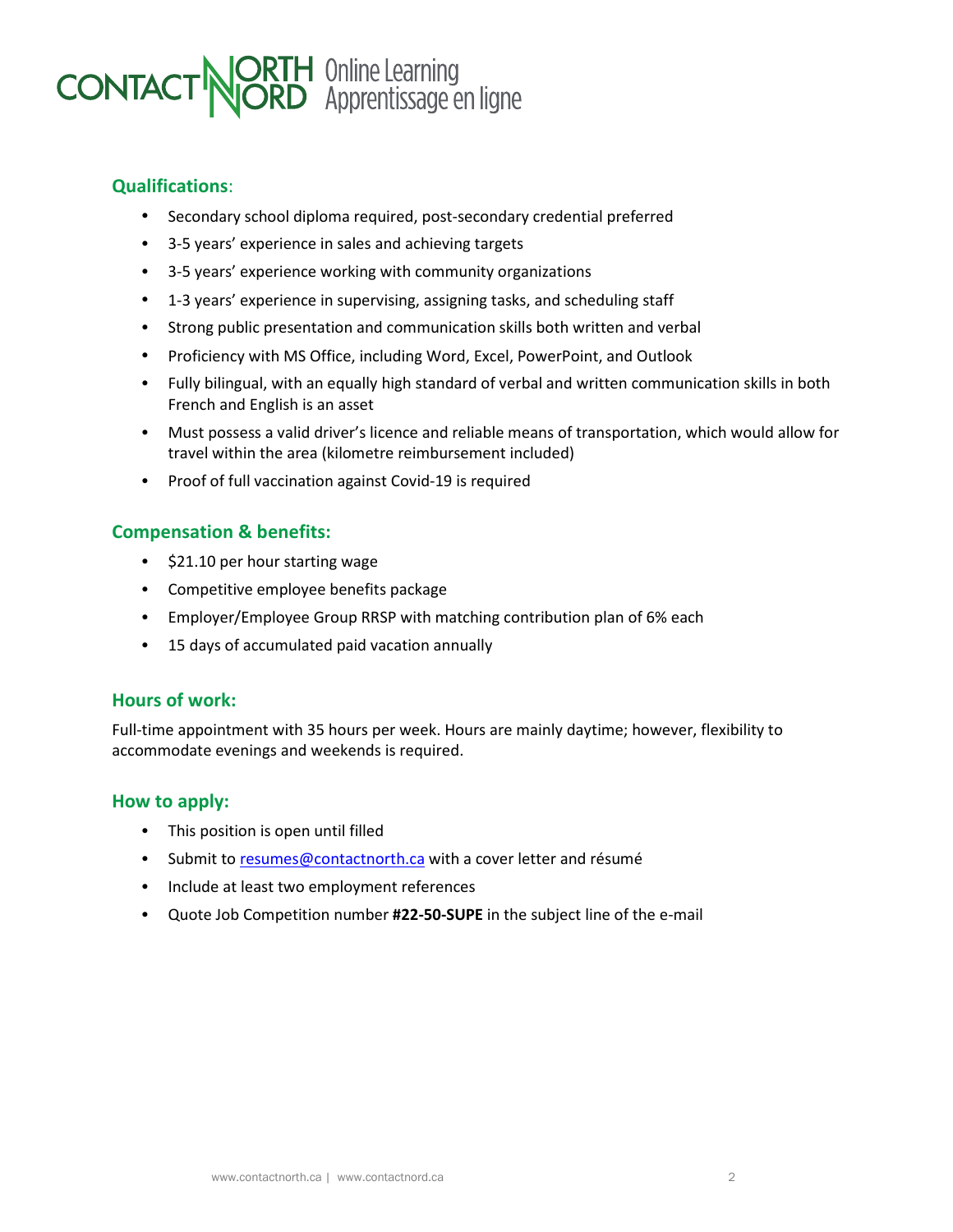## Qualifications:

- Secondary school diploma required, post-secondary credential preferred
- 3-5 years' experience in sales and achieving targets
- 3-5 years' experience working with community organizations
- 1-3 years' experience in supervising, assigning tasks, and scheduling staff
- Strong public presentation and communication skills both written and verbal
- Proficiency with MS Office, including Word, Excel, PowerPoint, and Outlook
- Fully bilingual, with an equally high standard of verbal and written communication skills in both French and English is an asset
- Must possess a valid driver's licence and reliable means of transportation, which would allow for travel within the area (kilometre reimbursement included)
- Proof of full vaccination against Covid-19 is required

## Compensation & benefits:

- $21.10 per hour starting wage
- Competitive employee benefits package
- Employer/Employee Group RRSP with matching contribution plan of 6% each
- 15 days of accumulated paid vacation annually

## Hours of work:

Full-time appointment with 35 hours per week. Hours are mainly daytime; however, flexibility to accommodate evenings and weekends is required.

## How to apply:

- This position is open until filled
- Submit to resumes@contactnorth.ca with a cover letter and résumé
- Include at least two employment references
- Quote Job Competition number **#22-50-SUPE** in the subject line of the e-mail